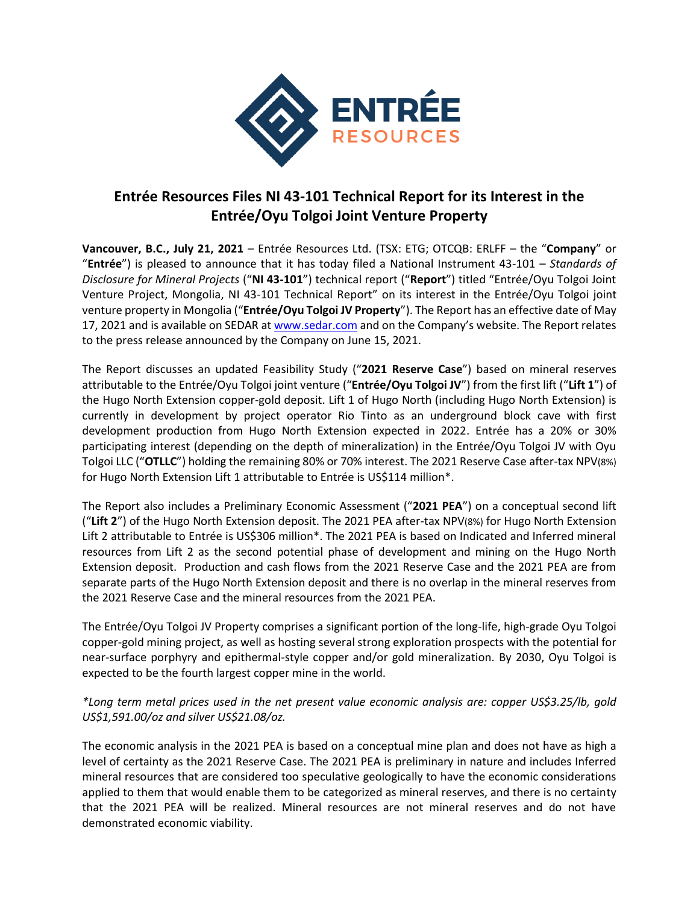# Entrée Resources Files NI 43-101 Technical Report for its Interest in the Entrée/Oyu Tolgoi Joint Venture Property

**Vancouver, B.C., July 21, 2021** – Entrée Resources Ltd. (TSX: ETG; OTCQB: ERLFF – the "**Company**" or "**Entrée**") is pleased to announce that it has today filed a National Instrument 43-101 – *Standards of Disclosure for Mineral Projects* ("**NI 43-101**") technical report ("**Report**") titled "Entrée/Oyu Tolgoi Joint Venture Project, Mongolia, NI 43-101 Technical Report" on its interest in the Entrée/Oyu Tolgoi joint venture property in Mongolia ("**Entrée/Oyu Tolgoi JV Property**"). The Report has an effective date of May 17, 2021 and is available on SEDAR at www.sedar.com and on the Company's website. The Report relates to the press release announced by the Company on June 15, 2021.

The Report discusses an updated Feasibility Study ("**2021 Reserve Case**") based on mineral reserves attributable to the Entrée/Oyu Tolgoi joint venture ("**Entrée/Oyu Tolgoi JV**") from the first lift ("**Lift 1**") of the Hugo North Extension copper-gold deposit. Lift 1 of Hugo North (including Hugo North Extension) is currently in development by project operator Rio Tinto as an underground block cave with first development production from Hugo North Extension expected in 2022. Entrée has a 20% or 30% participating interest (depending on the depth of mineralization) in the Entrée/Oyu Tolgoi JV with Oyu Tolgoi LLC ("**OTLLC**") holding the remaining 80% or 70% interest. The 2021 Reserve Case after-tax NPV(8%) for Hugo North Extension Lift 1 attributable to Entrée is US$114 million*.

The Report also includes a Preliminary Economic Assessment ("**2021 PEA**") on a conceptual second lift ("**Lift 2**") of the Hugo North Extension deposit. The 2021 PEA after-tax NPV(8%) for Hugo North Extension Lift 2 attributable to Entrée is US$306 million*. The 2021 PEA is based on Indicated and Inferred mineral resources from Lift 2 as the second potential phase of development and mining on the Hugo North Extension deposit. Production and cash flows from the 2021 Reserve Case and the 2021 PEA are from separate parts of the Hugo North Extension deposit and there is no overlap in the mineral reserves from the 2021 Reserve Case and the mineral resources from the 2021 PEA.

The Entrée/Oyu Tolgoi JV Property comprises a significant portion of the long-life, high-grade Oyu Tolgoi copper-gold mining project, as well as hosting several strong exploration prospects with the potential for near-surface porphyry and epithermal-style copper and/or gold mineralization. By 2030, Oyu Tolgoi is expected to be the fourth largest copper mine in the world.

*\*Long term metal prices used in the net present value economic analysis are: copper US$3.25/lb, gold US$1,591.00/oz and silver US$21.08/oz.*

The economic analysis in the 2021 PEA is based on a conceptual mine plan and does not have as high a level of certainty as the 2021 Reserve Case. The 2021 PEA is preliminary in nature and includes Inferred mineral resources that are considered too speculative geologically to have the economic considerations applied to them that would enable them to be categorized as mineral reserves, and there is no certainty that the 2021 PEA will be realized. Mineral resources are not mineral reserves and do not have demonstrated economic viability.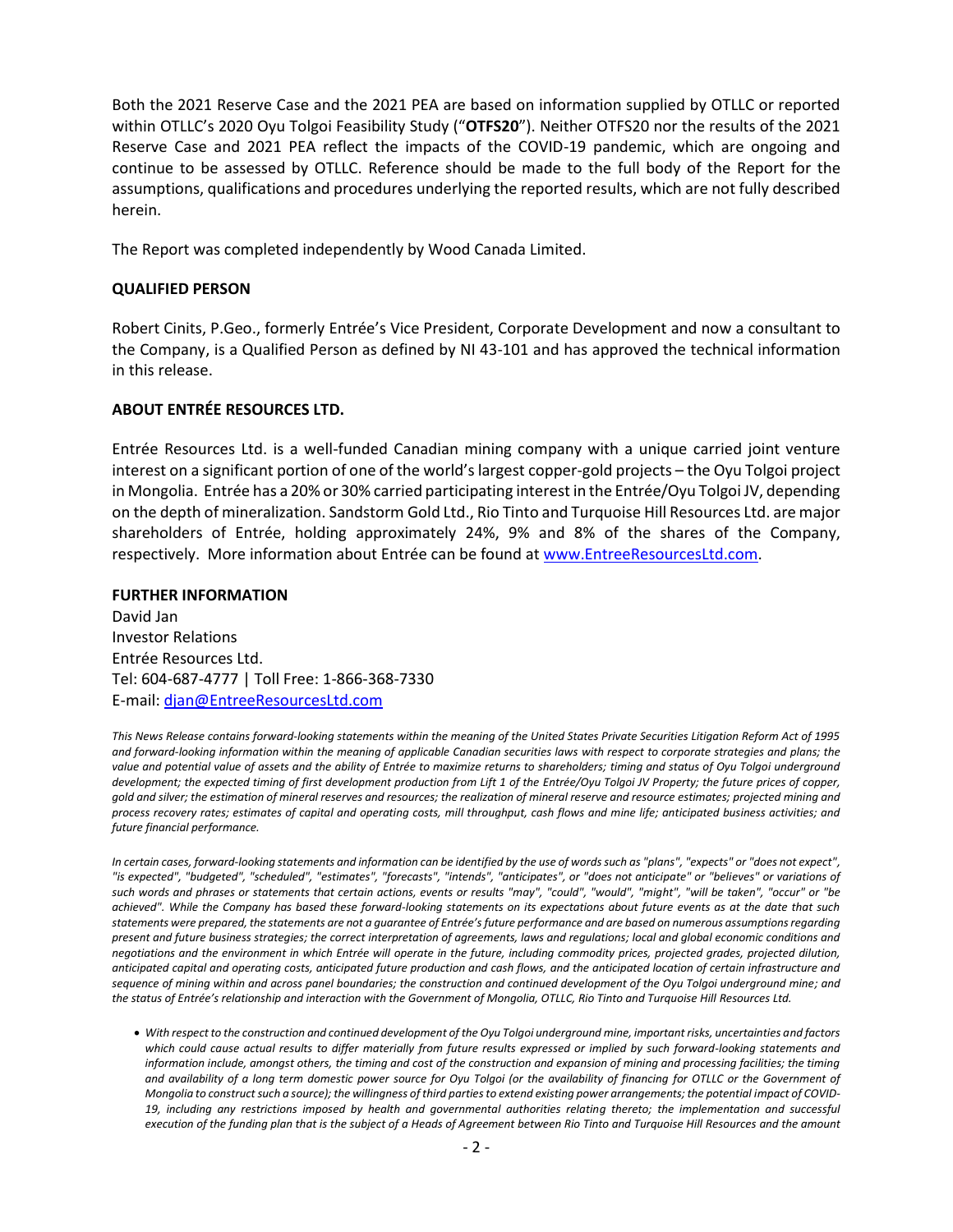Both the 2021 Reserve Case and the 2021 PEA are based on information supplied by OTLLC or reported within OTLLC's 2020 Oyu Tolgoi Feasibility Study ("**OTFS20**"). Neither OTFS20 nor the results of the 2021 Reserve Case and 2021 PEA reflect the impacts of the COVID-19 pandemic, which are ongoing and continue to be assessed by OTLLC. Reference should be made to the full body of the Report for the assumptions, qualifications and procedures underlying the reported results, which are not fully described herein.

The Report was completed independently by Wood Canada Limited.

**QUALIFIED PERSON**

Robert Cinits, P.Geo., formerly Entrée's Vice President, Corporate Development and now a consultant to the Company, is a Qualified Person as defined by NI 43-101 and has approved the technical information in this release.

**ABOUT ENTRÉE RESOURCES LTD.**

Entrée Resources Ltd. is a well-funded Canadian mining company with a unique carried joint venture interest on a significant portion of one of the world's largest copper-gold projects – the Oyu Tolgoi project in Mongolia. Entrée has a 20% or 30% carried participating interest in the Entrée/Oyu Tolgoi JV, depending on the depth of mineralization. Sandstorm Gold Ltd., Rio Tinto and Turquoise Hill Resources Ltd. are major shareholders of Entrée, holding approximately 24%, 9% and 8% of the shares of the Company, respectively. More information about Entrée can be found at www.EntreeResourcesLtd.com.

**FURTHER INFORMATION**
David Jan
Investor Relations
Entrée Resources Ltd.
Tel: 604-687-4777 | Toll Free: 1-866-368-7330
E-mail: djan@EntreeResourcesLtd.com

*This News Release contains forward-looking statements within the meaning of the United States Private Securities Litigation Reform Act of 1995 and forward-looking information within the meaning of applicable Canadian securities laws with respect to corporate strategies and plans; the value and potential value of assets and the ability of Entrée to maximize returns to shareholders; timing and status of Oyu Tolgoi underground development; the expected timing of first development production from Lift 1 of the Entrée/Oyu Tolgoi JV Property; the future prices of copper, gold and silver; the estimation of mineral reserves and resources; the realization of mineral reserve and resource estimates; projected mining and process recovery rates; estimates of capital and operating costs, mill throughput, cash flows and mine life; anticipated business activities; and future financial performance.*

*In certain cases, forward-looking statements and information can be identified by the use of words such as "plans", "expects" or "does not expect", "is expected", "budgeted", "scheduled", "estimates", "forecasts", "intends", "anticipates", or "does not anticipate" or "believes" or variations of such words and phrases or statements that certain actions, events or results "may", "could", "would", "might", "will be taken", "occur" or "be achieved". While the Company has based these forward-looking statements on its expectations about future events as at the date that such statements were prepared, the statements are not a guarantee of Entrée's future performance and are based on numerous assumptions regarding present and future business strategies; the correct interpretation of agreements, laws and regulations; local and global economic conditions and negotiations and the environment in which Entrée will operate in the future, including commodity prices, projected grades, projected dilution, anticipated capital and operating costs, anticipated future production and cash flows, and the anticipated location of certain infrastructure and sequence of mining within and across panel boundaries; the construction and continued development of the Oyu Tolgoi underground mine; and the status of Entrée's relationship and interaction with the Government of Mongolia, OTLLC, Rio Tinto and Turquoise Hill Resources Ltd.*

- *With respect to the construction and continued development of the Oyu Tolgoi underground mine, important risks, uncertainties and factors which could cause actual results to differ materially from future results expressed or implied by such forward-looking statements and information include, amongst others, the timing and cost of the construction and expansion of mining and processing facilities; the timing and availability of a long term domestic power source for Oyu Tolgoi (or the availability of financing for OTLLC or the Government of Mongolia to construct such a source); the willingness of third parties to extend existing power arrangements; the potential impact of COVID-19, including any restrictions imposed by health and governmental authorities relating thereto; the implementation and successful execution of the funding plan that is the subject of a Heads of Agreement between Rio Tinto and Turquoise Hill Resources and the amount*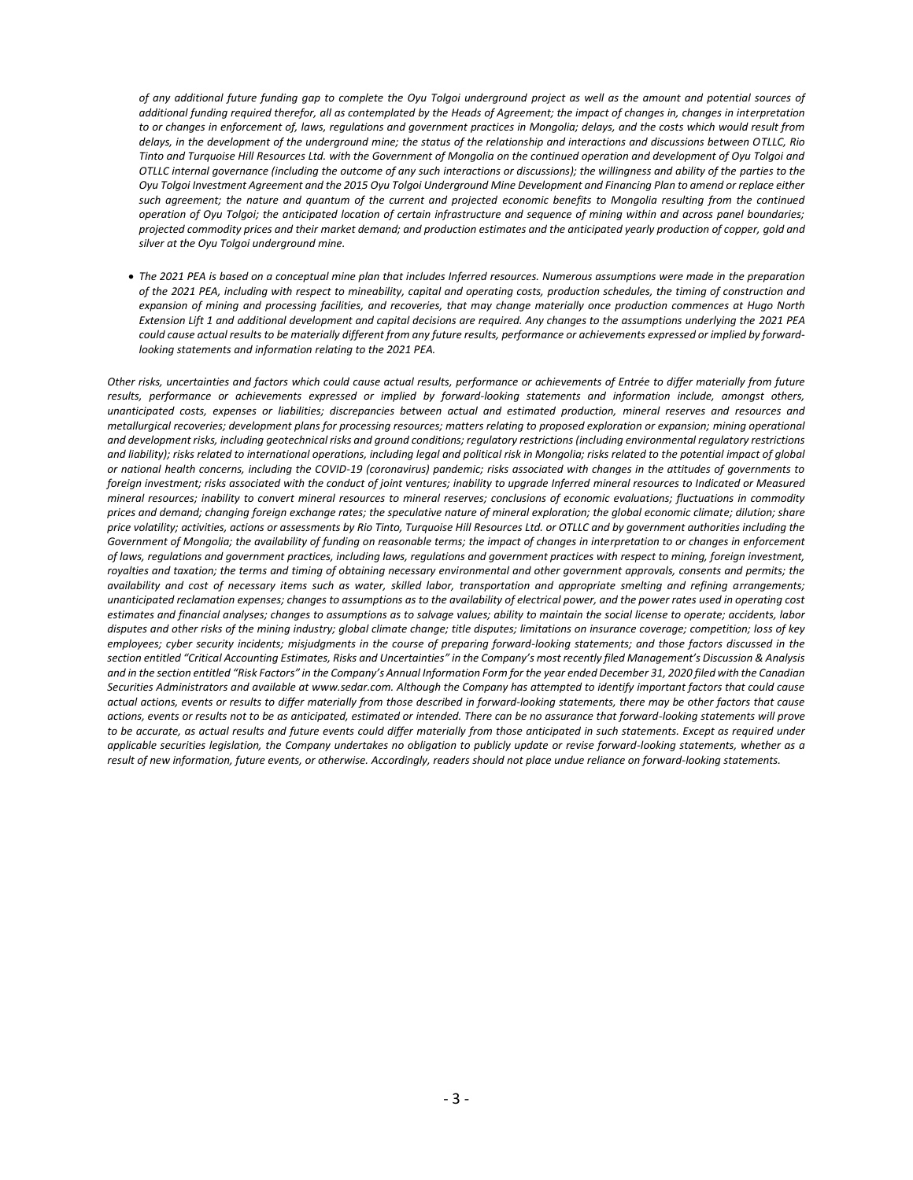*of any additional future funding gap to complete the Oyu Tolgoi underground project as well as the amount and potential sources of additional funding required therefor, all as contemplated by the Heads of Agreement; the impact of changes in, changes in interpretation to or changes in enforcement of, laws, regulations and government practices in Mongolia; delays, and the costs which would result from delays, in the development of the underground mine; the status of the relationship and interactions and discussions between OTLLC, Rio Tinto and Turquoise Hill Resources Ltd. with the Government of Mongolia on the continued operation and development of Oyu Tolgoi and OTLLC internal governance (including the outcome of any such interactions or discussions); the willingness and ability of the parties to the Oyu Tolgoi Investment Agreement and the 2015 Oyu Tolgoi Underground Mine Development and Financing Plan to amend or replace either such agreement; the nature and quantum of the current and projected economic benefits to Mongolia resulting from the continued operation of Oyu Tolgoi; the anticipated location of certain infrastructure and sequence of mining within and across panel boundaries; projected commodity prices and their market demand; and production estimates and the anticipated yearly production of copper, gold and silver at the Oyu Tolgoi underground mine.*

- *The 2021 PEA is based on a conceptual mine plan that includes Inferred resources. Numerous assumptions were made in the preparation of the 2021 PEA, including with respect to mineability, capital and operating costs, production schedules, the timing of construction and expansion of mining and processing facilities, and recoveries, that may change materially once production commences at Hugo North Extension Lift 1 and additional development and capital decisions are required. Any changes to the assumptions underlying the 2021 PEA could cause actual results to be materially different from any future results, performance or achievements expressed or implied by forward-looking statements and information relating to the 2021 PEA.*

*Other risks, uncertainties and factors which could cause actual results, performance or achievements of Entrée to differ materially from future results, performance or achievements expressed or implied by forward-looking statements and information include, amongst others, unanticipated costs, expenses or liabilities; discrepancies between actual and estimated production, mineral reserves and resources and metallurgical recoveries; development plans for processing resources; matters relating to proposed exploration or expansion; mining operational and development risks, including geotechnical risks and ground conditions; regulatory restrictions (including environmental regulatory restrictions and liability); risks related to international operations, including legal and political risk in Mongolia; risks related to the potential impact of global or national health concerns, including the COVID-19 (coronavirus) pandemic; risks associated with changes in the attitudes of governments to foreign investment; risks associated with the conduct of joint ventures; inability to upgrade Inferred mineral resources to Indicated or Measured mineral resources; inability to convert mineral resources to mineral reserves; conclusions of economic evaluations; fluctuations in commodity prices and demand; changing foreign exchange rates; the speculative nature of mineral exploration; the global economic climate; dilution; share price volatility; activities, actions or assessments by Rio Tinto, Turquoise Hill Resources Ltd. or OTLLC and by government authorities including the Government of Mongolia; the availability of funding on reasonable terms; the impact of changes in interpretation to or changes in enforcement of laws, regulations and government practices, including laws, regulations and government practices with respect to mining, foreign investment, royalties and taxation; the terms and timing of obtaining necessary environmental and other government approvals, consents and permits; the availability and cost of necessary items such as water, skilled labor, transportation and appropriate smelting and refining arrangements; unanticipated reclamation expenses; changes to assumptions as to the availability of electrical power, and the power rates used in operating cost estimates and financial analyses; changes to assumptions as to salvage values; ability to maintain the social license to operate; accidents, labor disputes and other risks of the mining industry; global climate change; title disputes; limitations on insurance coverage; competition; loss of key employees; cyber security incidents; misjudgments in the course of preparing forward-looking statements; and those factors discussed in the section entitled "Critical Accounting Estimates, Risks and Uncertainties" in the Company's most recently filed Management's Discussion & Analysis and in the section entitled "Risk Factors" in the Company's Annual Information Form for the year ended December 31, 2020 filed with the Canadian Securities Administrators and available at www.sedar.com. Although the Company has attempted to identify important factors that could cause actual actions, events or results to differ materially from those described in forward-looking statements, there may be other factors that cause actions, events or results not to be as anticipated, estimated or intended. There can be no assurance that forward-looking statements will prove to be accurate, as actual results and future events could differ materially from those anticipated in such statements. Except as required under applicable securities legislation, the Company undertakes no obligation to publicly update or revise forward-looking statements, whether as a result of new information, future events, or otherwise. Accordingly, readers should not place undue reliance on forward-looking statements.*